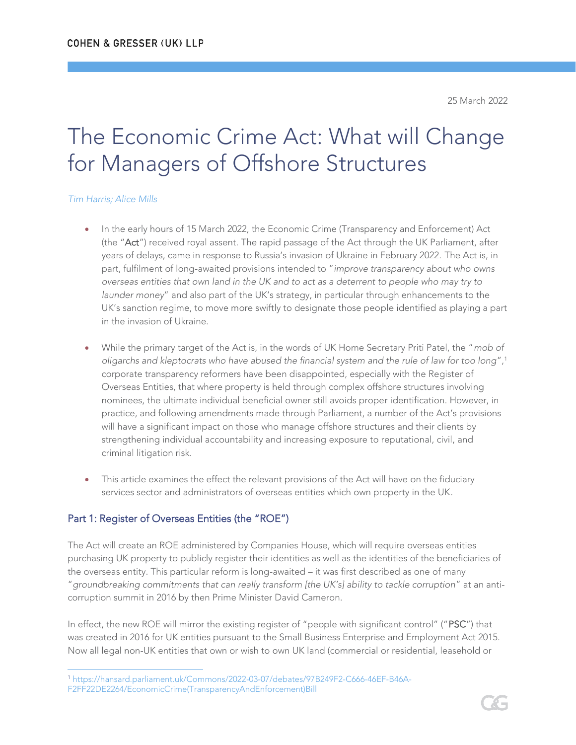COHEN & GRESSER (UK) LLP

25 March 2022

# The Economic Crime Act: What will Change for Managers of Offshore Structures

*Tim Harris; Alice Mills*

- In the early hours of 15 March 2022, the Economic Crime (Transparency and Enforcement) Act (the "**Act**") received royal assent. The rapid passage of the Act through the UK Parliament, after years of delays, came in response to Russia's invasion of Ukraine in February 2022. The Act is, in part, fulfilment of long-awaited provisions intended to "*improve transparency about who owns overseas entities that own land in the UK and to act as a deterrent to people who may try to launder money*" and also part of the UK's strategy, in particular through enhancements to the UK's sanction regime, to move more swiftly to designate those people identified as playing a part in the invasion of Ukraine.

- While the primary target of the Act is, in the words of UK Home Secretary Priti Patel, the "*mob of oligarchs and kleptocrats who have abused the financial system and the rule of law for too long*",[1] corporate transparency reformers have been disappointed, especially with the Register of Overseas Entities, that where property is held through complex offshore structures involving nominees, the ultimate individual beneficial owner still avoids proper identification. However, in practice, and following amendments made through Parliament, a number of the Act's provisions will have a significant impact on those who manage offshore structures and their clients by strengthening individual accountability and increasing exposure to reputational, civil, and criminal litigation risk.

- This article examines the effect the relevant provisions of the Act will have on the fiduciary services sector and administrators of overseas entities which own property in the UK.

## Part 1: Register of Overseas Entities (the "ROE")

The Act will create an ROE administered by Companies House, which will require overseas entities purchasing UK property to publicly register their identities as well as the identities of the beneficiaries of the overseas entity. This particular reform is long-awaited – it was first described as one of many "*groundbreaking commitments that can really transform [the UK's] ability to tackle corruption*" at an anti-corruption summit in 2016 by then Prime Minister David Cameron.

In effect, the new ROE will mirror the existing register of "people with significant control" ("**PSC**") that was created in 2016 for UK entities pursuant to the Small Business Enterprise and Employment Act 2015. Now all legal non-UK entities that own or wish to own UK land (commercial or residential, leasehold or

[1] https://hansard.parliament.uk/Commons/2022-03-07/debates/97B249F2-C666-46EF-B46A-F2FF22DE2264/EconomicCrime(TransparencyAndEnforcement)Bill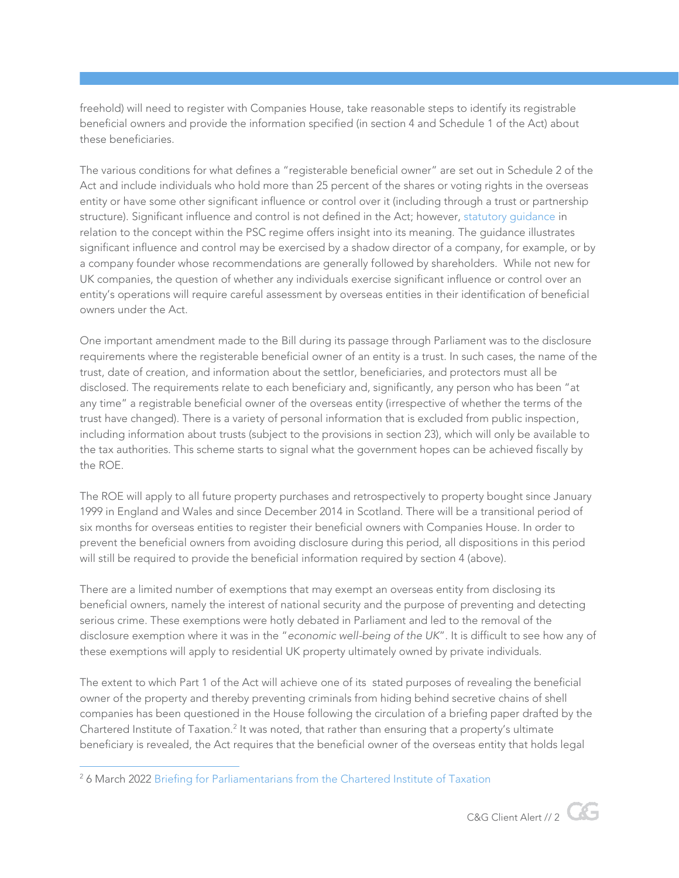freehold) will need to register with Companies House, take reasonable steps to identify its registrable beneficial owners and provide the information specified (in section 4 and Schedule 1 of the Act) about these beneficiaries.

The various conditions for what defines a "registerable beneficial owner" are set out in Schedule 2 of the Act and include individuals who hold more than 25 percent of the shares or voting rights in the overseas entity or have some other significant influence or control over it (including through a trust or partnership structure). Significant influence and control is not defined in the Act; however, statutory guidance in relation to the concept within the PSC regime offers insight into its meaning. The guidance illustrates significant influence and control may be exercised by a shadow director of a company, for example, or by a company founder whose recommendations are generally followed by shareholders. While not new for UK companies, the question of whether any individuals exercise significant influence or control over an entity's operations will require careful assessment by overseas entities in their identification of beneficial owners under the Act.

One important amendment made to the Bill during its passage through Parliament was to the disclosure requirements where the registerable beneficial owner of an entity is a trust. In such cases, the name of the trust, date of creation, and information about the settlor, beneficiaries, and protectors must all be disclosed. The requirements relate to each beneficiary and, significantly, any person who has been "at any time" a registrable beneficial owner of the overseas entity (irrespective of whether the terms of the trust have changed). There is a variety of personal information that is excluded from public inspection, including information about trusts (subject to the provisions in section 23), which will only be available to the tax authorities. This scheme starts to signal what the government hopes can be achieved fiscally by the ROE.

The ROE will apply to all future property purchases and retrospectively to property bought since January 1999 in England and Wales and since December 2014 in Scotland. There will be a transitional period of six months for overseas entities to register their beneficial owners with Companies House. In order to prevent the beneficial owners from avoiding disclosure during this period, all dispositions in this period will still be required to provide the beneficial information required by section 4 (above).

There are a limited number of exemptions that may exempt an overseas entity from disclosing its beneficial owners, namely the interest of national security and the purpose of preventing and detecting serious crime. These exemptions were hotly debated in Parliament and led to the removal of the disclosure exemption where it was in the "*economic well-being of the UK*". It is difficult to see how any of these exemptions will apply to residential UK property ultimately owned by private individuals.

The extent to which Part 1 of the Act will achieve one of its stated purposes of revealing the beneficial owner of the property and thereby preventing criminals from hiding behind secretive chains of shell companies has been questioned in the House following the circulation of a briefing paper drafted by the Chartered Institute of Taxation.[2] It was noted, that rather than ensuring that a property's ultimate beneficiary is revealed, the Act requires that the beneficial owner of the overseas entity that holds legal

---

[2] 6 March 2022 Briefing for Parliamentarians from the Chartered Institute of Taxation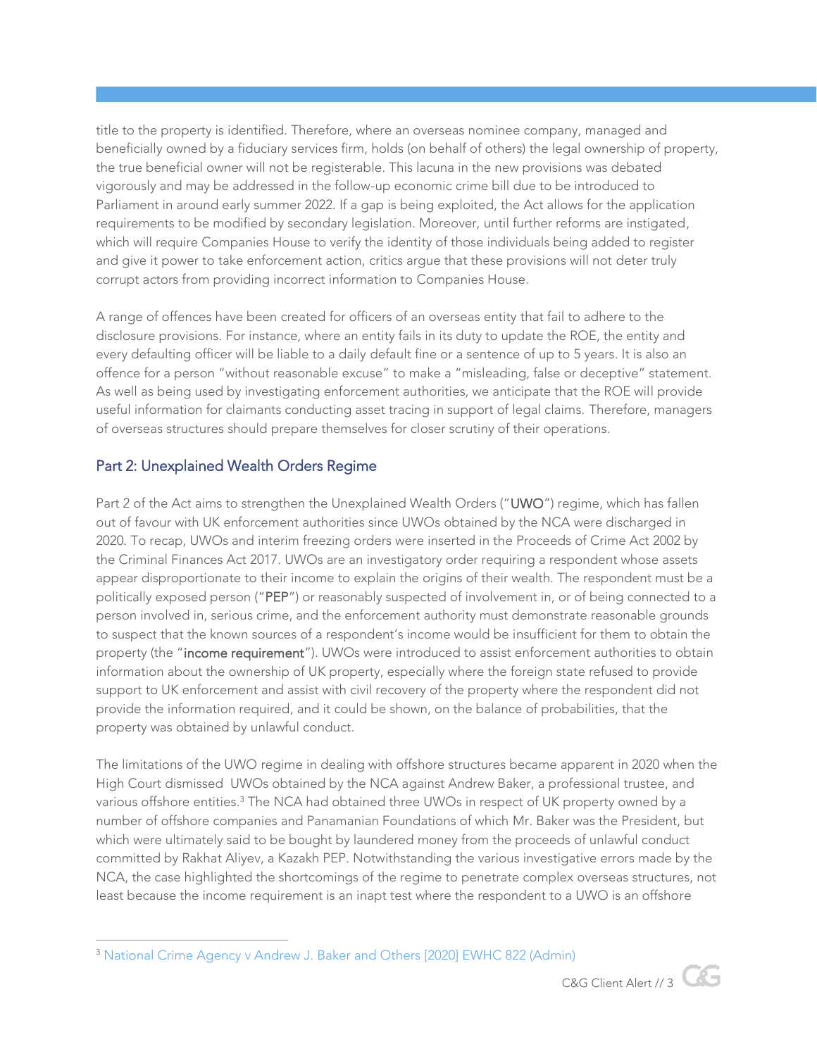title to the property is identified. Therefore, where an overseas nominee company, managed and beneficially owned by a fiduciary services firm, holds (on behalf of others) the legal ownership of property, the true beneficial owner will not be registerable. This lacuna in the new provisions was debated vigorously and may be addressed in the follow-up economic crime bill due to be introduced to Parliament in around early summer 2022. If a gap is being exploited, the Act allows for the application requirements to be modified by secondary legislation. Moreover, until further reforms are instigated, which will require Companies House to verify the identity of those individuals being added to register and give it power to take enforcement action, critics argue that these provisions will not deter truly corrupt actors from providing incorrect information to Companies House.

A range of offences have been created for officers of an overseas entity that fail to adhere to the disclosure provisions. For instance, where an entity fails in its duty to update the ROE, the entity and every defaulting officer will be liable to a daily default fine or a sentence of up to 5 years. It is also an offence for a person "without reasonable excuse" to make a "misleading, false or deceptive" statement. As well as being used by investigating enforcement authorities, we anticipate that the ROE will provide useful information for claimants conducting asset tracing in support of legal claims. Therefore, managers of overseas structures should prepare themselves for closer scrutiny of their operations.

## Part 2: Unexplained Wealth Orders Regime

Part 2 of the Act aims to strengthen the Unexplained Wealth Orders ("**UWO**") regime, which has fallen out of favour with UK enforcement authorities since UWOs obtained by the NCA were discharged in 2020. To recap, UWOs and interim freezing orders were inserted in the Proceeds of Crime Act 2002 by the Criminal Finances Act 2017. UWOs are an investigatory order requiring a respondent whose assets appear disproportionate to their income to explain the origins of their wealth. The respondent must be a politically exposed person ("**PEP**") or reasonably suspected of involvement in, or of being connected to a person involved in, serious crime, and the enforcement authority must demonstrate reasonable grounds to suspect that the known sources of a respondent's income would be insufficient for them to obtain the property (the "**income requirement**"). UWOs were introduced to assist enforcement authorities to obtain information about the ownership of UK property, especially where the foreign state refused to provide support to UK enforcement and assist with civil recovery of the property where the respondent did not provide the information required, and it could be shown, on the balance of probabilities, that the property was obtained by unlawful conduct.

The limitations of the UWO regime in dealing with offshore structures became apparent in 2020 when the High Court dismissed UWOs obtained by the NCA against Andrew Baker, a professional trustee, and various offshore entities.[3] The NCA had obtained three UWOs in respect of UK property owned by a number of offshore companies and Panamanian Foundations of which Mr. Baker was the President, but which were ultimately said to be bought by laundered money from the proceeds of unlawful conduct committed by Rakhat Aliyev, a Kazakh PEP. Notwithstanding the various investigative errors made by the NCA, the case highlighted the shortcomings of the regime to penetrate complex overseas structures, not least because the income requirement is an inapt test where the respondent to a UWO is an offshore

---

[3] National Crime Agency v Andrew J. Baker and Others [2020] EWHC 822 (Admin)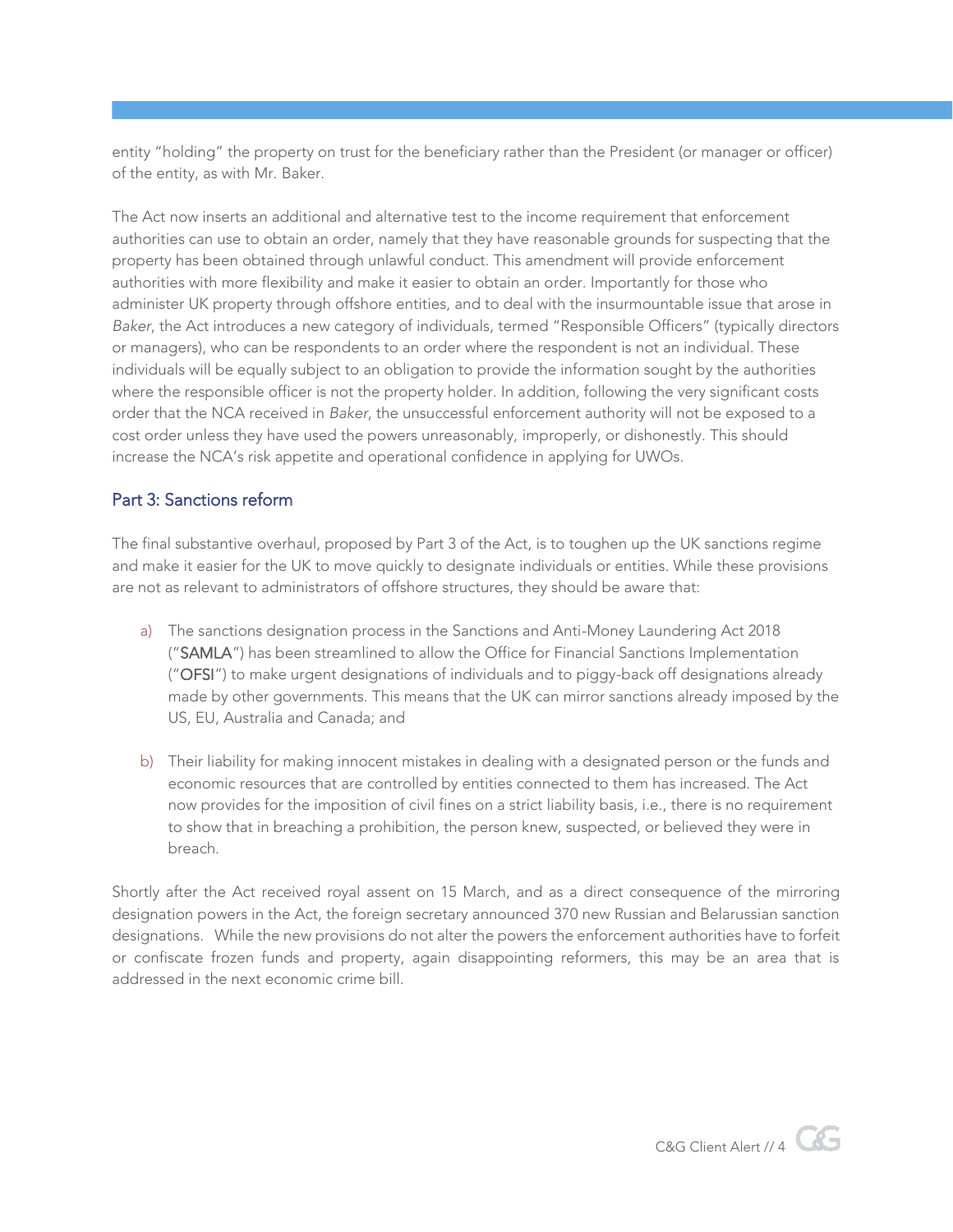entity "holding" the property on trust for the beneficiary rather than the President (or manager or officer) of the entity, as with Mr. Baker.

The Act now inserts an additional and alternative test to the income requirement that enforcement authorities can use to obtain an order, namely that they have reasonable grounds for suspecting that the property has been obtained through unlawful conduct. This amendment will provide enforcement authorities with more flexibility and make it easier to obtain an order. Importantly for those who administer UK property through offshore entities, and to deal with the insurmountable issue that arose in *Baker*, the Act introduces a new category of individuals, termed "Responsible Officers" (typically directors or managers), who can be respondents to an order where the respondent is not an individual. These individuals will be equally subject to an obligation to provide the information sought by the authorities where the responsible officer is not the property holder. In addition, following the very significant costs order that the NCA received in *Baker*, the unsuccessful enforcement authority will not be exposed to a cost order unless they have used the powers unreasonably, improperly, or dishonestly. This should increase the NCA's risk appetite and operational confidence in applying for UWOs.

## Part 3: Sanctions reform

The final substantive overhaul, proposed by Part 3 of the Act, is to toughen up the UK sanctions regime and make it easier for the UK to move quickly to designate individuals or entities. While these provisions are not as relevant to administrators of offshore structures, they should be aware that:

a) The sanctions designation process in the Sanctions and Anti-Money Laundering Act 2018 ("**SAMLA**") has been streamlined to allow the Office for Financial Sanctions Implementation ("**OFSI**") to make urgent designations of individuals and to piggy-back off designations already made by other governments. This means that the UK can mirror sanctions already imposed by the US, EU, Australia and Canada; and

b) Their liability for making innocent mistakes in dealing with a designated person or the funds and economic resources that are controlled by entities connected to them has increased. The Act now provides for the imposition of civil fines on a strict liability basis, i.e., there is no requirement to show that in breaching a prohibition, the person knew, suspected, or believed they were in breach.

Shortly after the Act received royal assent on 15 March, and as a direct consequence of the mirroring designation powers in the Act, the foreign secretary announced 370 new Russian and Belarussian sanction designations. While the new provisions do not alter the powers the enforcement authorities have to forfeit or confiscate frozen funds and property, again disappointing reformers, this may be an area that is addressed in the next economic crime bill.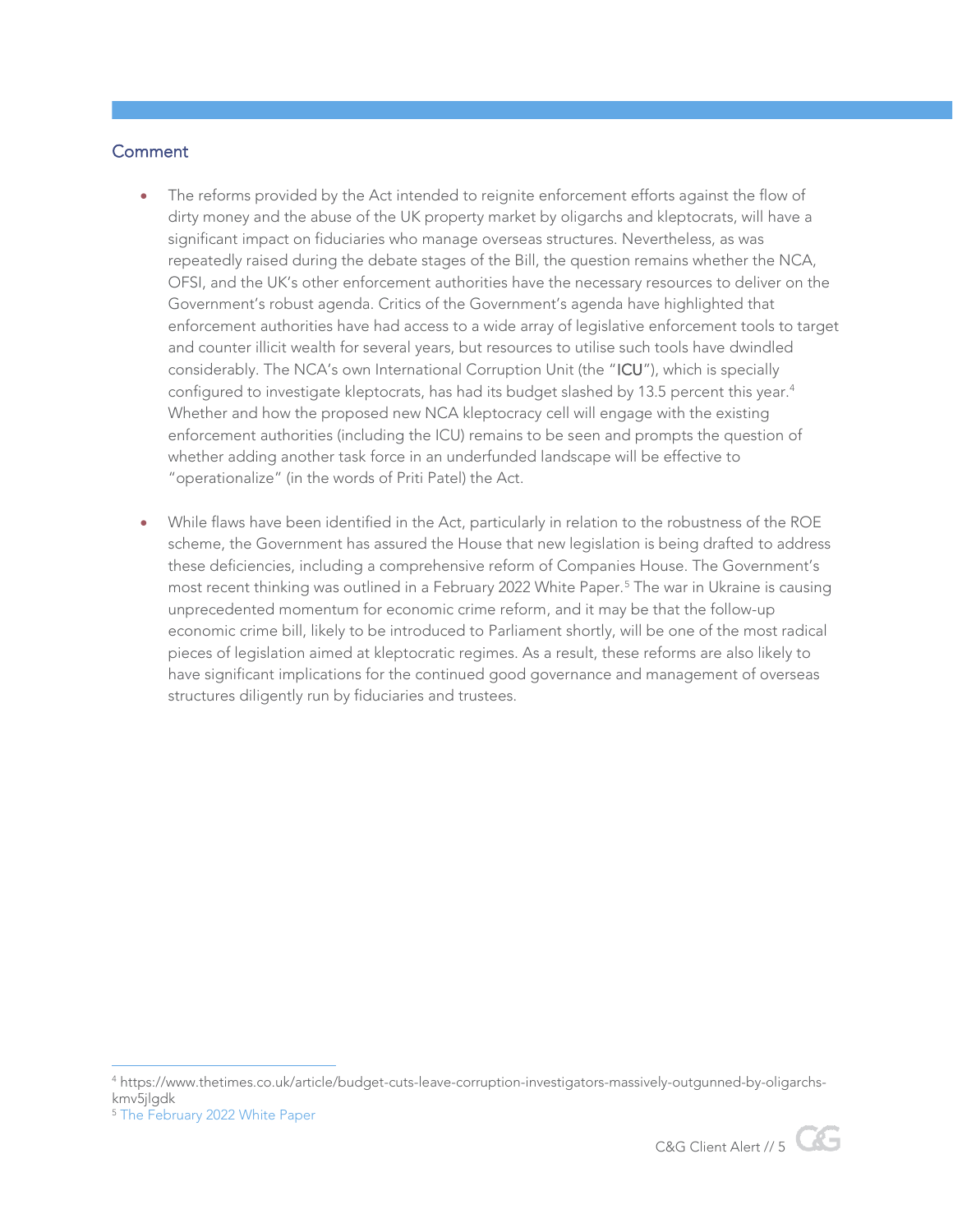## Comment

- The reforms provided by the Act intended to reignite enforcement efforts against the flow of dirty money and the abuse of the UK property market by oligarchs and kleptocrats, will have a significant impact on fiduciaries who manage overseas structures. Nevertheless, as was repeatedly raised during the debate stages of the Bill, the question remains whether the NCA, OFSI, and the UK's other enforcement authorities have the necessary resources to deliver on the Government's robust agenda. Critics of the Government's agenda have highlighted that enforcement authorities have had access to a wide array of legislative enforcement tools to target and counter illicit wealth for several years, but resources to utilise such tools have dwindled considerably. The NCA's own International Corruption Unit (the "**ICU**"), which is specially configured to investigate kleptocrats, has had its budget slashed by 13.5 percent this year.[4] Whether and how the proposed new NCA kleptocracy cell will engage with the existing enforcement authorities (including the ICU) remains to be seen and prompts the question of whether adding another task force in an underfunded landscape will be effective to "operationalize" (in the words of Priti Patel) the Act.

- While flaws have been identified in the Act, particularly in relation to the robustness of the ROE scheme, the Government has assured the House that new legislation is being drafted to address these deficiencies, including a comprehensive reform of Companies House. The Government's most recent thinking was outlined in a February 2022 White Paper.[5] The war in Ukraine is causing unprecedented momentum for economic crime reform, and it may be that the follow-up economic crime bill, likely to be introduced to Parliament shortly, will be one of the most radical pieces of legislation aimed at kleptocratic regimes. As a result, these reforms are also likely to have significant implications for the continued good governance and management of overseas structures diligently run by fiduciaries and trustees.

---

[4] https://www.thetimes.co.uk/article/budget-cuts-leave-corruption-investigators-massively-outgunned-by-oligarchs-kmv5jlgdk

[5] The February 2022 White Paper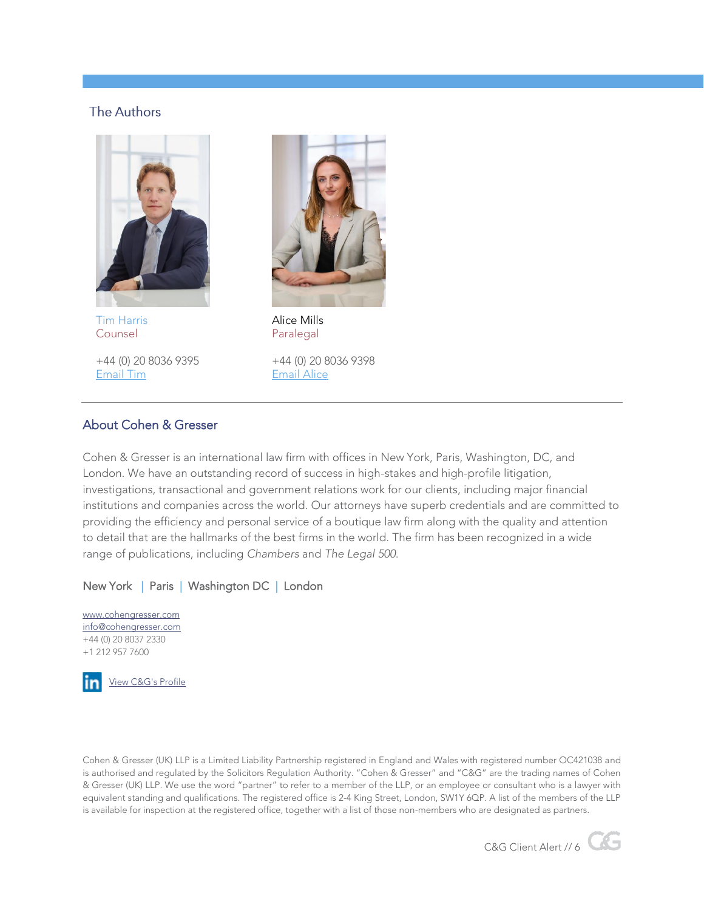## The Authors

Tim Harris
Counsel

+44 (0) 20 8036 9395
Email Tim

Alice Mills
Paralegal

+44 (0) 20 8036 9398
Email Alice

---

## About Cohen & Gresser

Cohen & Gresser is an international law firm with offices in New York, Paris, Washington, DC, and London. We have an outstanding record of success in high-stakes and high-profile litigation, investigations, transactional and government relations work for our clients, including major financial institutions and companies across the world. Our attorneys have superb credentials and are committed to providing the efficiency and personal service of a boutique law firm along with the quality and attention to detail that are the hallmarks of the best firms in the world. The firm has been recognized in a wide range of publications, including *Chambers* and *The Legal 500*.

New York | Paris | Washington DC | London

www.cohengresser.com
info@cohengresser.com
+44 (0) 20 8037 2330
+1 212 957 7600

View C&G's Profile

Cohen & Gresser (UK) LLP is a Limited Liability Partnership registered in England and Wales with registered number OC421038 and is authorised and regulated by the Solicitors Regulation Authority. "Cohen & Gresser" and "C&G" are the trading names of Cohen & Gresser (UK) LLP. We use the word "partner" to refer to a member of the LLP, or an employee or consultant who is a lawyer with equivalent standing and qualifications. The registered office is 2-4 King Street, London, SW1Y 6QP. A list of the members of the LLP is available for inspection at the registered office, together with a list of those non-members who are designated as partners.